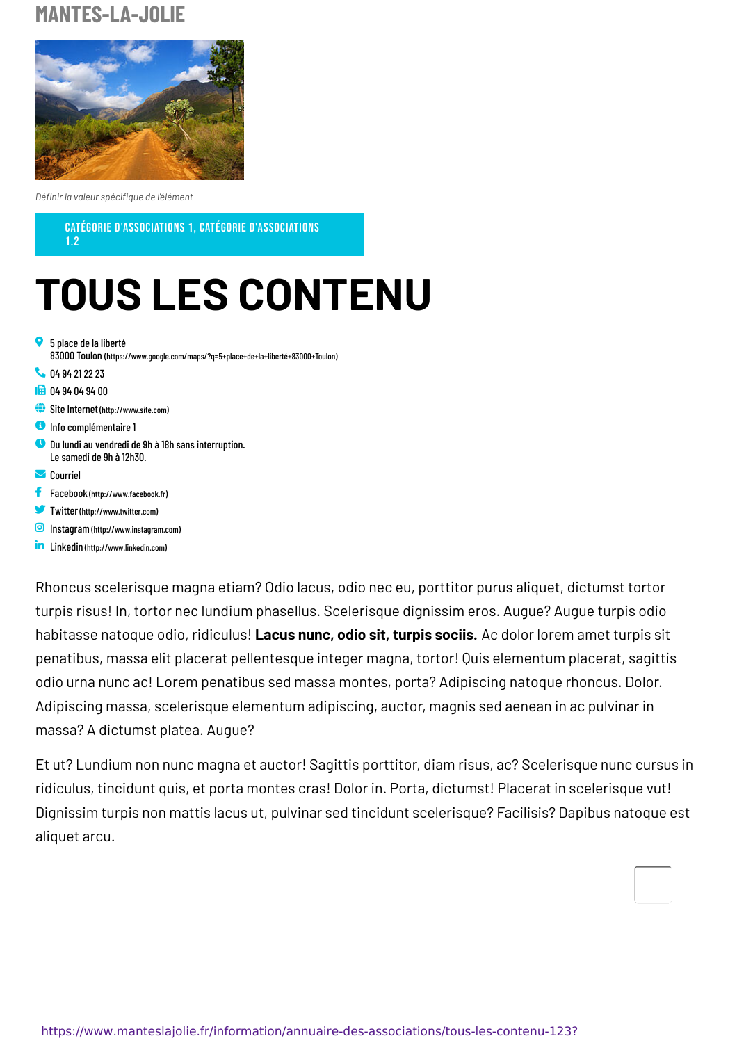MANTES-LA-JOLIE

*Définir la valeur spécifique de l'élément*

CATÉGORIE D'ASSOCIATIONS 1, CATÉGORIE D'ASSOCIATIONS 1.2

# TOUS LES CONTENU

- 5 place de la liberté
  83000 Toulon (https://www.google.com/maps/?q=5+place+de+la+liberté+83000+Toulon)
- 04 94 21 22 23
- 04 94 04 94 00
- Site Internet (http://www.site.com)
- Info complémentaire 1
- Du lundi au vendredi de 9h à 18h sans interruption.
  Le samedi de 9h à 12h30.
- Courriel
- Facebook (http://www.facebook.fr)
- Twitter (http://www.twitter.com)
- Instagram (http://www.instagram.com)
- Linkedin (http://www.linkedin.com)

Rhoncus scelerisque magna etiam? Odio lacus, odio nec eu, porttitor purus aliquet, dictumst tortor turpis risus! In, tortor nec lundium phasellus. Scelerisque dignissim eros. Augue? Augue turpis odio habitasse natoque odio, ridiculus! **Lacus nunc, odio sit, turpis sociis.** Ac dolor lorem amet turpis sit penatibus, massa elit placerat pellentesque integer magna, tortor! Quis elementum placerat, sagittis odio urna nunc ac! Lorem penatibus sed massa montes, porta? Adipiscing natoque rhoncus. Dolor. Adipiscing massa, scelerisque elementum adipiscing, auctor, magnis sed aenean in ac pulvinar in massa? A dictumst platea. Augue?

Et ut? Lundium non nunc magna et auctor! Sagittis porttitor, diam risus, ac? Scelerisque nunc cursus in ridiculus, tincidunt quis, et porta montes cras! Dolor in. Porta, dictumst! Placerat in scelerisque vut! Dignissim turpis non mattis lacus ut, pulvinar sed tincidunt scelerisque? Facilisis? Dapibus natoque est aliquet arcu.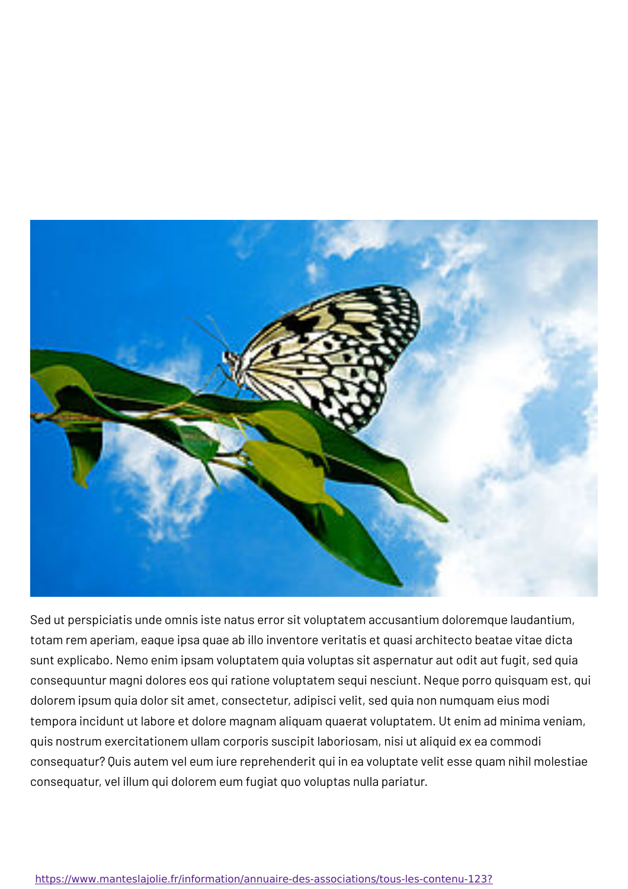Sed ut perspiciatis unde omnis iste natus error sit voluptatem accusantium doloremque laudantium, totam rem aperiam, eaque ipsa quae ab illo inventore veritatis et quasi architecto beatae vitae dicta sunt explicabo. Nemo enim ipsam voluptatem quia voluptas sit aspernatur aut odit aut fugit, sed quia consequuntur magni dolores eos qui ratione voluptatem sequi nesciunt. Neque porro quisquam est, qui dolorem ipsum quia dolor sit amet, consectetur, adipisci velit, sed quia non numquam eius modi tempora incidunt ut labore et dolore magnam aliquam quaerat voluptatem. Ut enim ad minima veniam, quis nostrum exercitationem ullam corporis suscipit laboriosam, nisi ut aliquid ex ea commodi consequatur? Quis autem vel eum iure reprehenderit qui in ea voluptate velit esse quam nihil molestiae consequatur, vel illum qui dolorem eum fugiat quo voluptas nulla pariatur.

https://www.manteslajolie.fr/information/annuaire-des-associations/tous-les-contenu-123?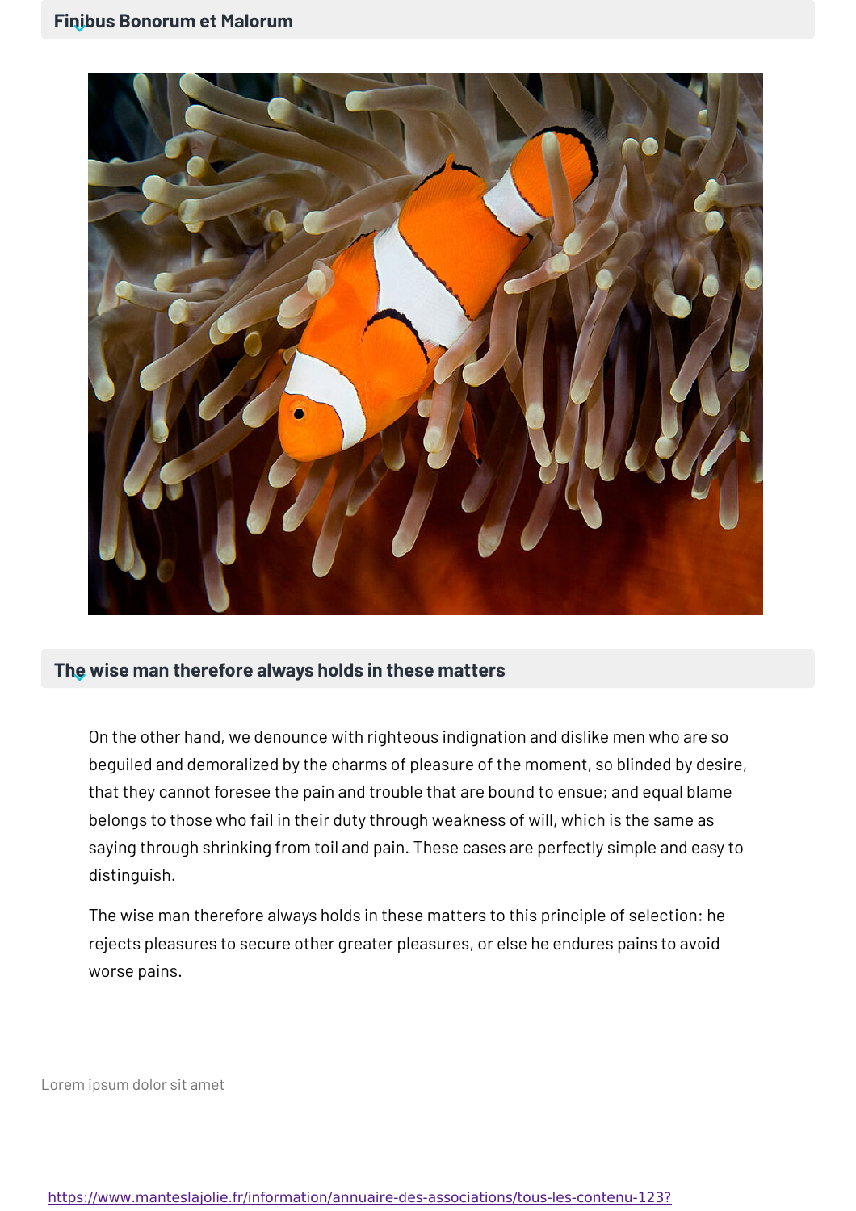## Finibus Bonorum et Malorum

## The wise man therefore always holds in these matters

On the other hand, we denounce with righteous indignation and dislike men who are so beguiled and demoralized by the charms of pleasure of the moment, so blinded by desire, that they cannot foresee the pain and trouble that are bound to ensue; and equal blame belongs to those who fail in their duty through weakness of will, which is the same as saying through shrinking from toil and pain. These cases are perfectly simple and easy to distinguish.

The wise man therefore always holds in these matters to this principle of selection: he rejects pleasures to secure other greater pleasures, or else he endures pains to avoid worse pains.

Lorem ipsum dolor sit amet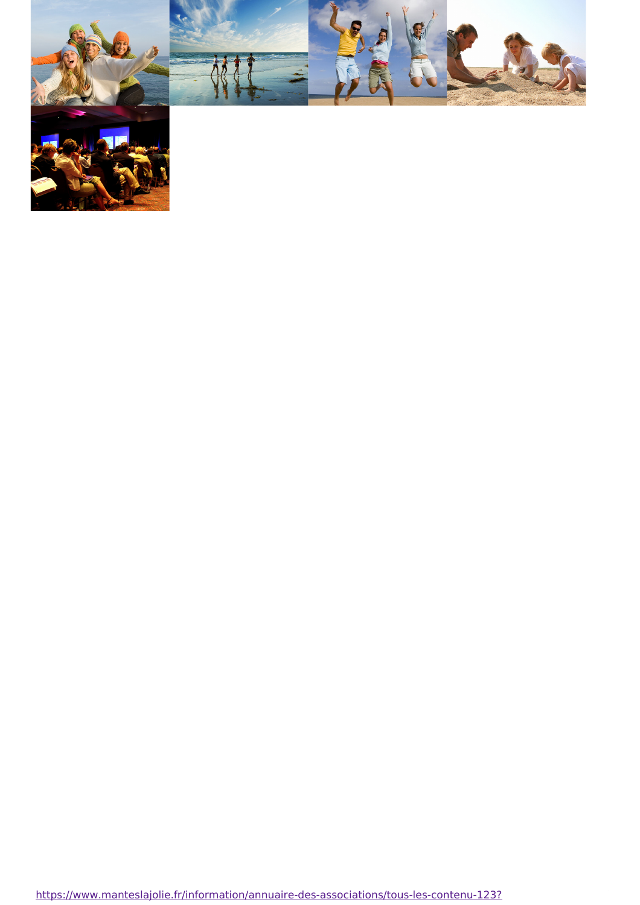https://www.manteslajolie.fr/information/annuaire-des-associations/tous-les-contenu-123?